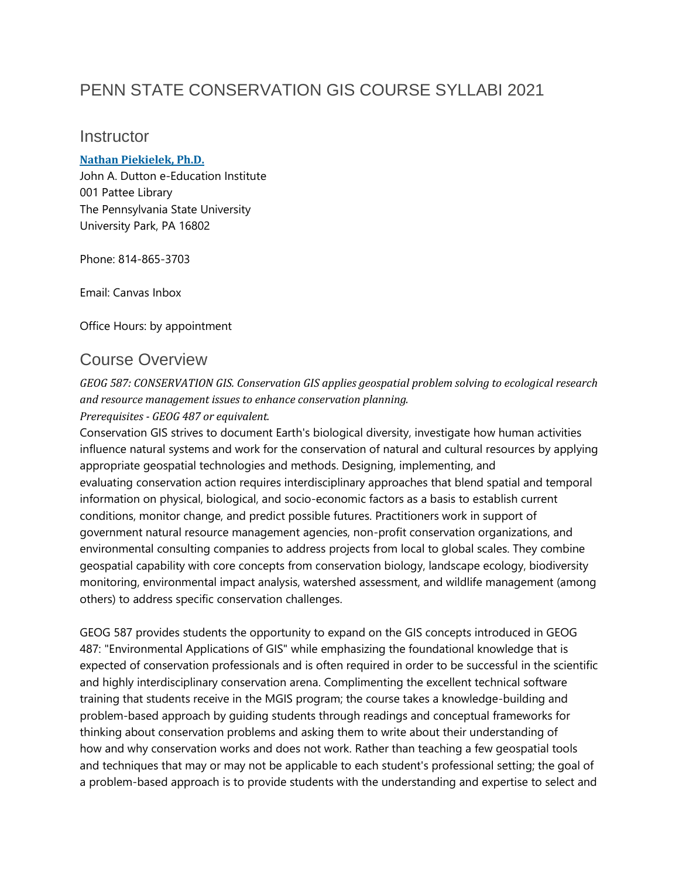# PENN STATE CONSERVATION GIS COURSE SYLLABI 2021

## Instructor

**Nathan Piekielek, Ph.D.**
John A. Dutton e-Education Institute
001 Pattee Library
The Pennsylvania State University
University Park, PA 16802

Phone: 814-865-3703

Email: Canvas Inbox

Office Hours: by appointment

## Course Overview

*GEOG 587: CONSERVATION GIS. Conservation GIS applies geospatial problem solving to ecological research and resource management issues to enhance conservation planning.*
*Prerequisites - GEOG 487 or equivalent.*
Conservation GIS strives to document Earth's biological diversity, investigate how human activities influence natural systems and work for the conservation of natural and cultural resources by applying appropriate geospatial technologies and methods. Designing, implementing, and evaluating conservation action requires interdisciplinary approaches that blend spatial and temporal information on physical, biological, and socio-economic factors as a basis to establish current conditions, monitor change, and predict possible futures. Practitioners work in support of government natural resource management agencies, non-profit conservation organizations, and environmental consulting companies to address projects from local to global scales. They combine geospatial capability with core concepts from conservation biology, landscape ecology, biodiversity monitoring, environmental impact analysis, watershed assessment, and wildlife management (among others) to address specific conservation challenges.

GEOG 587 provides students the opportunity to expand on the GIS concepts introduced in GEOG 487: "Environmental Applications of GIS" while emphasizing the foundational knowledge that is expected of conservation professionals and is often required in order to be successful in the scientific and highly interdisciplinary conservation arena. Complimenting the excellent technical software training that students receive in the MGIS program; the course takes a knowledge-building and problem-based approach by guiding students through readings and conceptual frameworks for thinking about conservation problems and asking them to write about their understanding of how and why conservation works and does not work. Rather than teaching a few geospatial tools and techniques that may or may not be applicable to each student's professional setting; the goal of a problem-based approach is to provide students with the understanding and expertise to select and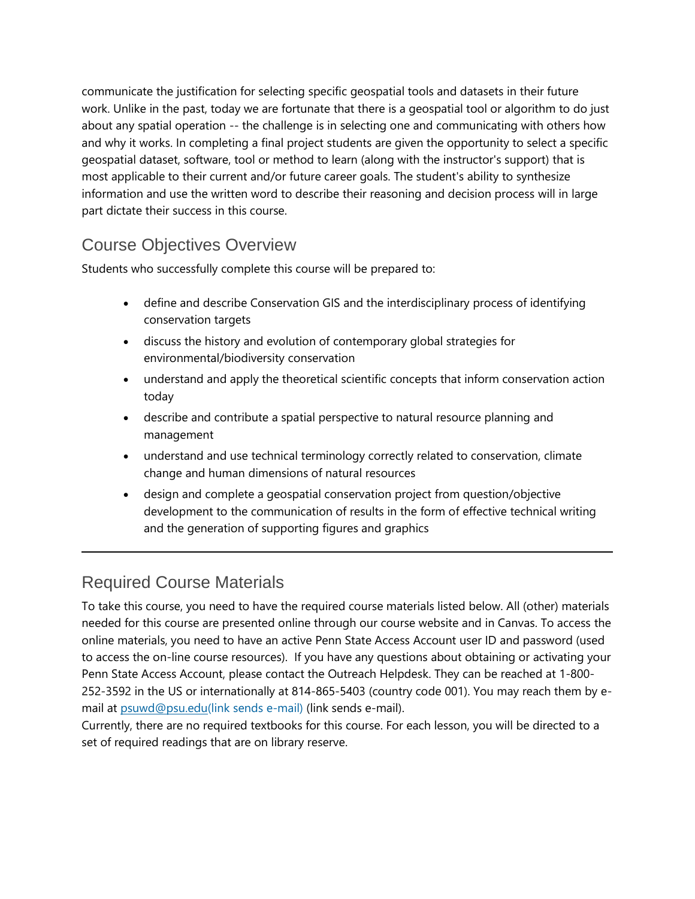communicate the justification for selecting specific geospatial tools and datasets in their future work. Unlike in the past, today we are fortunate that there is a geospatial tool or algorithm to do just about any spatial operation -- the challenge is in selecting one and communicating with others how and why it works. In completing a final project students are given the opportunity to select a specific geospatial dataset, software, tool or method to learn (along with the instructor's support) that is most applicable to their current and/or future career goals. The student's ability to synthesize information and use the written word to describe their reasoning and decision process will in large part dictate their success in this course.

## Course Objectives Overview

Students who successfully complete this course will be prepared to:

- define and describe Conservation GIS and the interdisciplinary process of identifying conservation targets
- discuss the history and evolution of contemporary global strategies for environmental/biodiversity conservation
- understand and apply the theoretical scientific concepts that inform conservation action today
- describe and contribute a spatial perspective to natural resource planning and management
- understand and use technical terminology correctly related to conservation, climate change and human dimensions of natural resources
- design and complete a geospatial conservation project from question/objective development to the communication of results in the form of effective technical writing and the generation of supporting figures and graphics

---

## Required Course Materials

To take this course, you need to have the required course materials listed below. All (other) materials needed for this course are presented online through our course website and in Canvas. To access the online materials, you need to have an active Penn State Access Account user ID and password (used to access the on-line course resources). If you have any questions about obtaining or activating your Penn State Access Account, please contact the Outreach Helpdesk. They can be reached at 1-800-252-3592 in the US or internationally at 814-865-5403 (country code 001). You may reach them by e-mail at psuwd@psu.edu(link sends e-mail) (link sends e-mail).
Currently, there are no required textbooks for this course. For each lesson, you will be directed to a set of required readings that are on library reserve.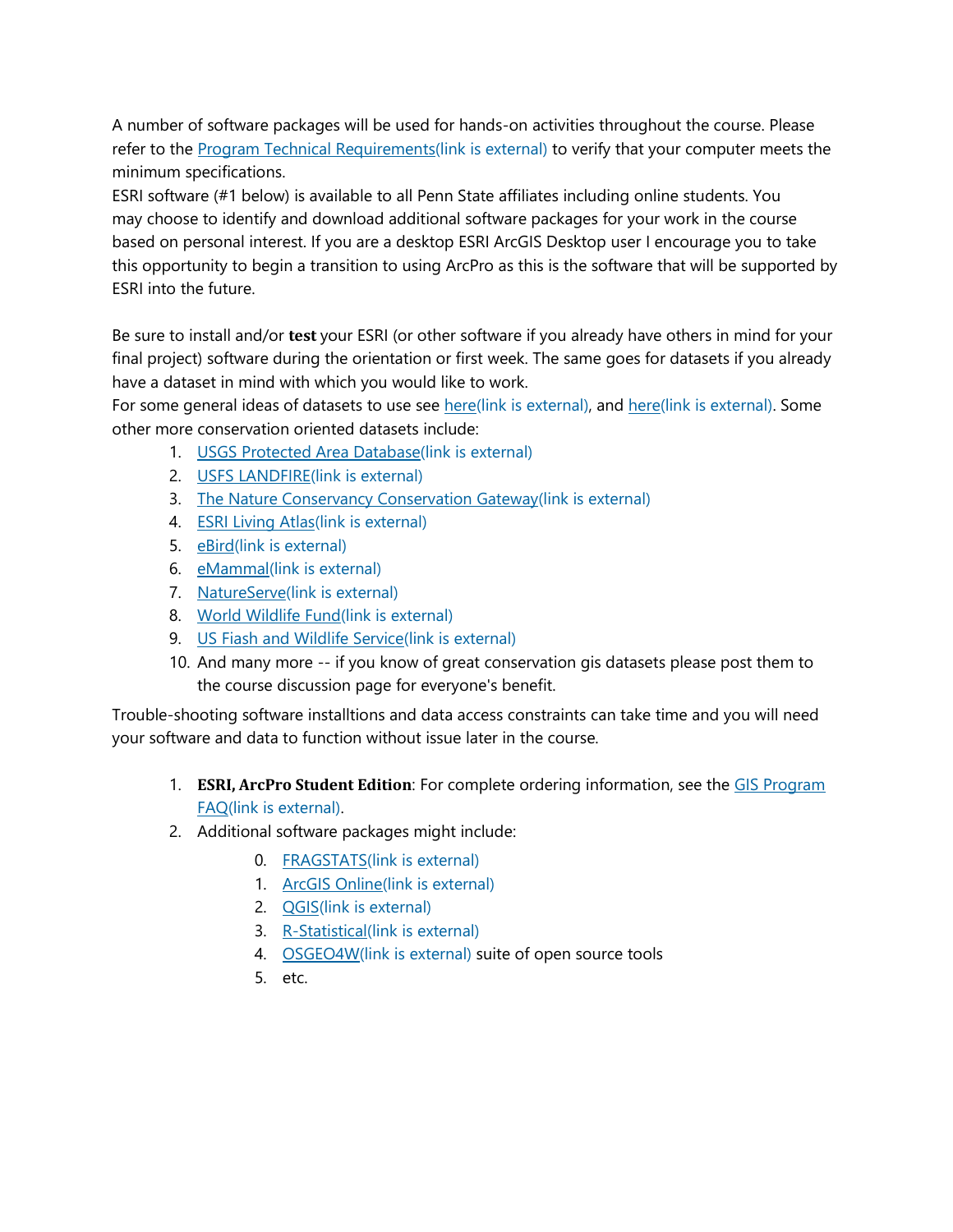A number of software packages will be used for hands-on activities throughout the course. Please refer to the [Program Technical Requirements(link is external)] to verify that your computer meets the minimum specifications.

ESRI software (#1 below) is available to all Penn State affiliates including online students. You may choose to identify and download additional software packages for your work in the course based on personal interest. If you are a desktop ESRI ArcGIS Desktop user I encourage you to take this opportunity to begin a transition to using ArcPro as this is the software that will be supported by ESRI into the future.

Be sure to install and/or **test** your ESRI (or other software if you already have others in mind for your final project) software during the orientation or first week. The same goes for datasets if you already have a dataset in mind with which you would like to work.

For some general ideas of datasets to use see here(link is external), and here(link is external). Some other more conservation oriented datasets include:

1. USGS Protected Area Database(link is external)
2. USFS LANDFIRE(link is external)
3. The Nature Conservancy Conservation Gateway(link is external)
4. ESRI Living Atlas(link is external)
5. eBird(link is external)
6. eMammal(link is external)
7. NatureServe(link is external)
8. World Wildlife Fund(link is external)
9. US Fiash and Wildlife Service(link is external)
10. And many more -- if you know of great conservation gis datasets please post them to the course discussion page for everyone's benefit.

Trouble-shooting software installtions and data access constraints can take time and you will need your software and data to function without issue later in the course.

1. **ESRI, ArcPro Student Edition**: For complete ordering information, see the GIS Program FAQ(link is external).
2. Additional software packages might include:
    0. FRAGSTATS(link is external)
    1. ArcGIS Online(link is external)
    2. QGIS(link is external)
    3. R-Statistical(link is external)
    4. OSGEO4W(link is external) suite of open source tools
    5. etc.